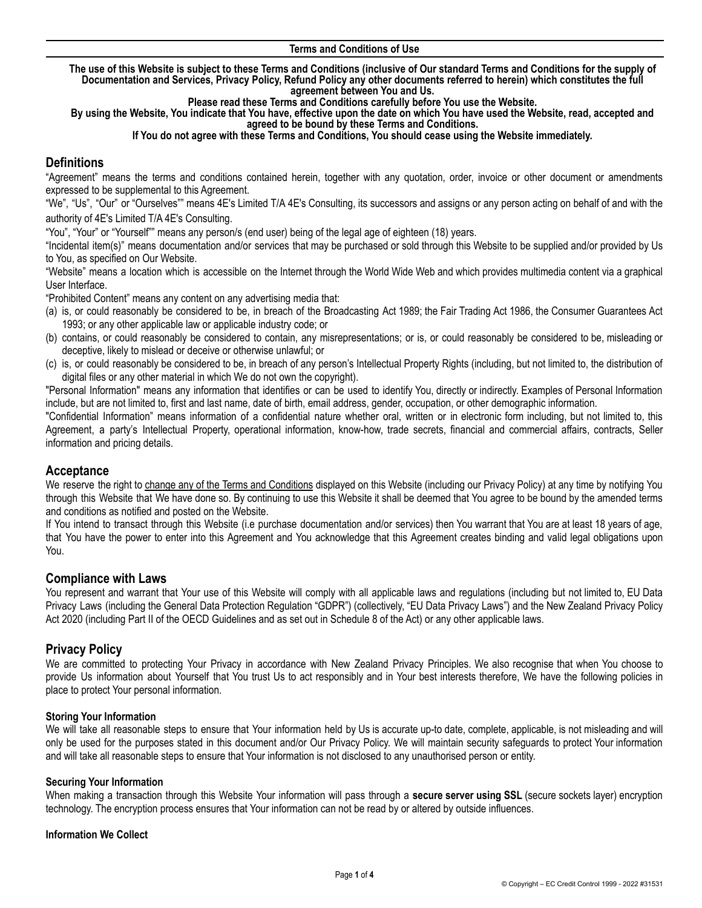**Terms and Conditions of Use**

**The use of this Website is subject to these Terms and Conditions (inclusive of Our standard Terms and Conditions for the supply of Documentation and Services, Privacy Policy, Refund Policy any other documents referred to herein) which constitutes the full agreement between You and Us.**

**Please read these Terms and Conditions carefully before You use the Website.**

**By using the Website, You indicate that You have, effective upon the date on which You have used the Website, read, accepted and agreed to be bound by these Terms and Conditions.**

**If You do not agree with these Terms and Conditions, You should cease using the Website immediately.**

## Definitions

"Agreement" means the terms and conditions contained herein, together with any quotation, order, invoice or other document or amendments expressed to be supplemental to this Agreement.

"We", "Us", "Our" or "Ourselves"" means 4E's Limited T/A 4E's Consulting, its successors and assigns or any person acting on behalf of and with the authority of 4E's Limited T/A 4E's Consulting.

"You", "Your" or "Yourself"" means any person/s (end user) being of the legal age of eighteen (18) years.

"Incidental item(s)" means documentation and/or services that may be purchased or sold through this Website to be supplied and/or provided by Us to You, as specified on Our Website.

"Website" means a location which is accessible on the Internet through the World Wide Web and which provides multimedia content via a graphical User Interface.

"Prohibited Content" means any content on any advertising media that:

(a) is, or could reasonably be considered to be, in breach of the Broadcasting Act 1989; the Fair Trading Act 1986, the Consumer Guarantees Act 1993; or any other applicable law or applicable industry code; or

(b) contains, or could reasonably be considered to contain, any misrepresentations; or is, or could reasonably be considered to be, misleading or deceptive, likely to mislead or deceive or otherwise unlawful; or

(c) is, or could reasonably be considered to be, in breach of any person's Intellectual Property Rights (including, but not limited to, the distribution of digital files or any other material in which We do not own the copyright).

"Personal Information" means any information that identifies or can be used to identify You, directly or indirectly. Examples of Personal Information include, but are not limited to, first and last name, date of birth, email address, gender, occupation, or other demographic information.

"Confidential Information" means information of a confidential nature whether oral, written or in electronic form including, but not limited to, this Agreement, a party's Intellectual Property, operational information, know-how, trade secrets, financial and commercial affairs, contracts, Seller information and pricing details.

## Acceptance

We reserve the right to change any of the Terms and Conditions displayed on this Website (including our Privacy Policy) at any time by notifying You through this Website that We have done so. By continuing to use this Website it shall be deemed that You agree to be bound by the amended terms and conditions as notified and posted on the Website.

If You intend to transact through this Website (i.e purchase documentation and/or services) then You warrant that You are at least 18 years of age, that You have the power to enter into this Agreement and You acknowledge that this Agreement creates binding and valid legal obligations upon You.

## Compliance with Laws

You represent and warrant that Your use of this Website will comply with all applicable laws and regulations (including but not limited to, EU Data Privacy Laws (including the General Data Protection Regulation "GDPR") (collectively, "EU Data Privacy Laws") and the New Zealand Privacy Policy Act 2020 (including Part II of the OECD Guidelines and as set out in Schedule 8 of the Act) or any other applicable laws.

## Privacy Policy

We are committed to protecting Your Privacy in accordance with New Zealand Privacy Principles. We also recognise that when You choose to provide Us information about Yourself that You trust Us to act responsibly and in Your best interests therefore, We have the following policies in place to protect Your personal information.

### Storing Your Information

We will take all reasonable steps to ensure that Your information held by Us is accurate up-to date, complete, applicable, is not misleading and will only be used for the purposes stated in this document and/or Our Privacy Policy. We will maintain security safeguards to protect Your information and will take all reasonable steps to ensure that Your information is not disclosed to any unauthorised person or entity.

### Securing Your Information

When making a transaction through this Website Your information will pass through a **secure server using SSL** (secure sockets layer) encryption technology. The encryption process ensures that Your information can not be read by or altered by outside influences.

### Information We Collect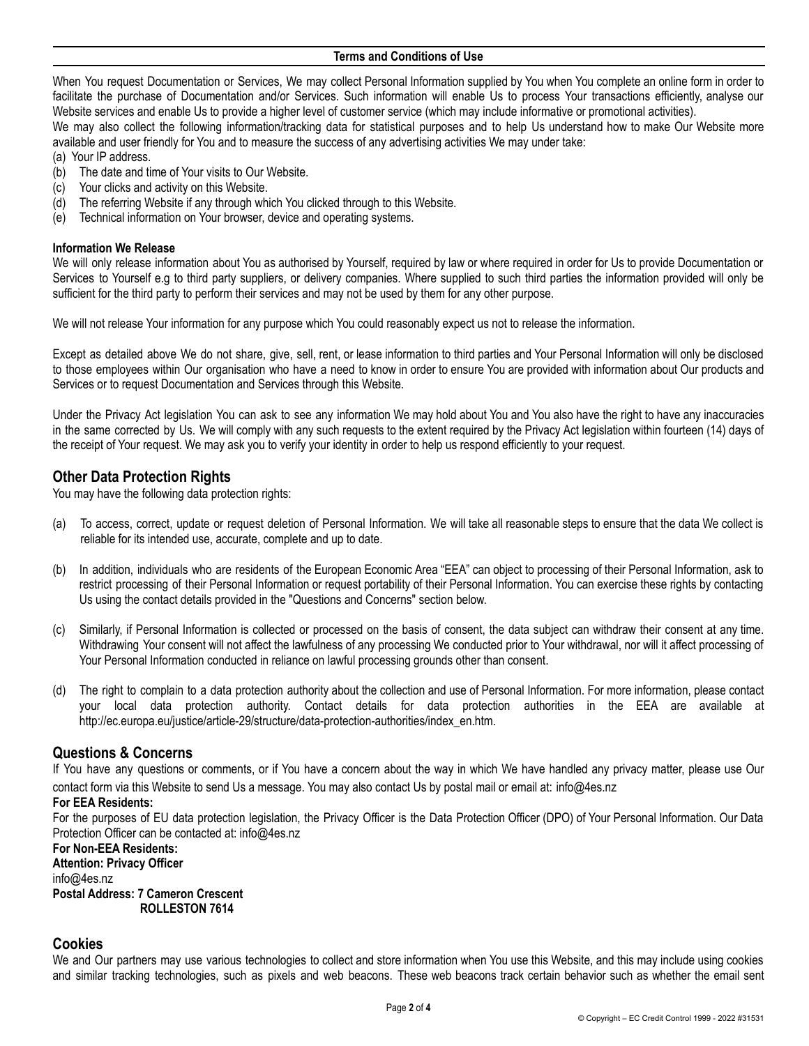When You request Documentation or Services, We may collect Personal Information supplied by You when You complete an online form in order to facilitate the purchase of Documentation and/or Services. Such information will enable Us to process Your transactions efficiently, analyse our Website services and enable Us to provide a higher level of customer service (which may include informative or promotional activities).

We may also collect the following information/tracking data for statistical purposes and to help Us understand how to make Our Website more available and user friendly for You and to measure the success of any advertising activities We may under take:

(a) Your IP address.
(b) The date and time of Your visits to Our Website.
(c) Your clicks and activity on this Website.
(d) The referring Website if any through which You clicked through to this Website.
(e) Technical information on Your browser, device and operating systems.

**Information We Release**

We will only release information about You as authorised by Yourself, required by law or where required in order for Us to provide Documentation or Services to Yourself e.g to third party suppliers, or delivery companies. Where supplied to such third parties the information provided will only be sufficient for the third party to perform their services and may not be used by them for any other purpose.

We will not release Your information for any purpose which You could reasonably expect us not to release the information.

Except as detailed above We do not share, give, sell, rent, or lease information to third parties and Your Personal Information will only be disclosed to those employees within Our organisation who have a need to know in order to ensure You are provided with information about Our products and Services or to request Documentation and Services through this Website.

Under the Privacy Act legislation You can ask to see any information We may hold about You and You also have the right to have any inaccuracies in the same corrected by Us. We will comply with any such requests to the extent required by the Privacy Act legislation within fourteen (14) days of the receipt of Your request. We may ask you to verify your identity in order to help us respond efficiently to your request.

## Other Data Protection Rights

You may have the following data protection rights:

(a) To access, correct, update or request deletion of Personal Information. We will take all reasonable steps to ensure that the data We collect is reliable for its intended use, accurate, complete and up to date.

(b) In addition, individuals who are residents of the European Economic Area "EEA" can object to processing of their Personal Information, ask to restrict processing of their Personal Information or request portability of their Personal Information. You can exercise these rights by contacting Us using the contact details provided in the "Questions and Concerns" section below.

(c) Similarly, if Personal Information is collected or processed on the basis of consent, the data subject can withdraw their consent at any time. Withdrawing Your consent will not affect the lawfulness of any processing We conducted prior to Your withdrawal, nor will it affect processing of Your Personal Information conducted in reliance on lawful processing grounds other than consent.

(d) The right to complain to a data protection authority about the collection and use of Personal Information. For more information, please contact your local data protection authority. Contact details for data protection authorities in the EEA are available at http://ec.europa.eu/justice/article-29/structure/data-protection-authorities/index_en.htm.

## Questions & Concerns

If You have any questions or comments, or if You have a concern about the way in which We have handled any privacy matter, please use Our contact form via this Website to send Us a message. You may also contact Us by postal mail or email at: info@4es.nz

**For EEA Residents:**

For the purposes of EU data protection legislation, the Privacy Officer is the Data Protection Officer (DPO) of Your Personal Information. Our Data Protection Officer can be contacted at: info@4es.nz

**For Non-EEA Residents:**
**Attention: Privacy Officer**
info@4es.nz
**Postal Address: 7 Cameron Crescent**
**ROLLESTON 7614**

## Cookies

We and Our partners may use various technologies to collect and store information when You use this Website, and this may include using cookies and similar tracking technologies, such as pixels and web beacons. These web beacons track certain behavior such as whether the email sent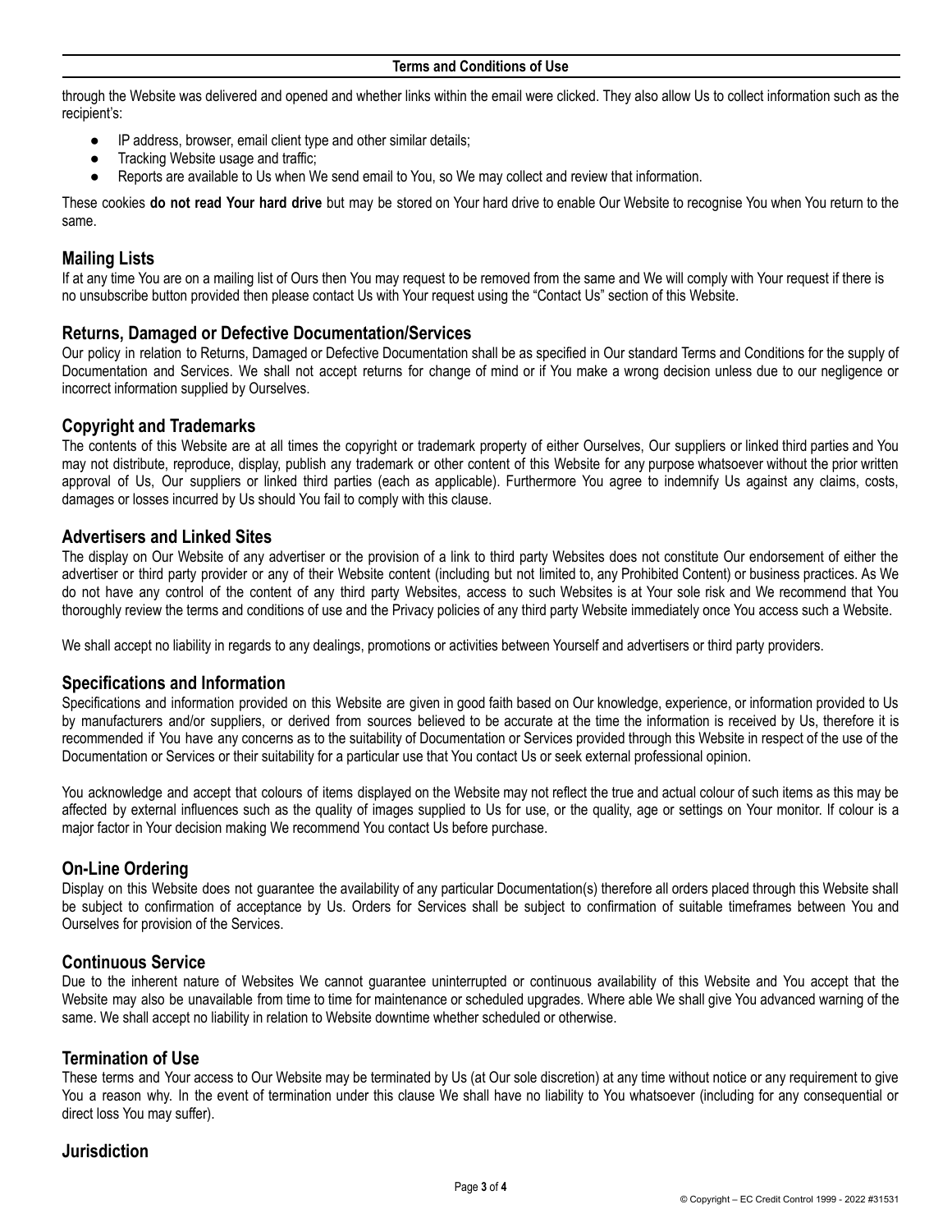through the Website was delivered and opened and whether links within the email were clicked. They also allow Us to collect information such as the recipient's:

- IP address, browser, email client type and other similar details;
- Tracking Website usage and traffic;
- Reports are available to Us when We send email to You, so We may collect and review that information.

These cookies **do not read Your hard drive** but may be stored on Your hard drive to enable Our Website to recognise You when You return to the same.

## Mailing Lists

If at any time You are on a mailing list of Ours then You may request to be removed from the same and We will comply with Your request if there is no unsubscribe button provided then please contact Us with Your request using the "Contact Us" section of this Website.

## Returns, Damaged or Defective Documentation/Services

Our policy in relation to Returns, Damaged or Defective Documentation shall be as specified in Our standard Terms and Conditions for the supply of Documentation and Services. We shall not accept returns for change of mind or if You make a wrong decision unless due to our negligence or incorrect information supplied by Ourselves.

## Copyright and Trademarks

The contents of this Website are at all times the copyright or trademark property of either Ourselves, Our suppliers or linked third parties and You may not distribute, reproduce, display, publish any trademark or other content of this Website for any purpose whatsoever without the prior written approval of Us, Our suppliers or linked third parties (each as applicable). Furthermore You agree to indemnify Us against any claims, costs, damages or losses incurred by Us should You fail to comply with this clause.

## Advertisers and Linked Sites

The display on Our Website of any advertiser or the provision of a link to third party Websites does not constitute Our endorsement of either the advertiser or third party provider or any of their Website content (including but not limited to, any Prohibited Content) or business practices. As We do not have any control of the content of any third party Websites, access to such Websites is at Your sole risk and We recommend that You thoroughly review the terms and conditions of use and the Privacy policies of any third party Website immediately once You access such a Website.

We shall accept no liability in regards to any dealings, promotions or activities between Yourself and advertisers or third party providers.

## Specifications and Information

Specifications and information provided on this Website are given in good faith based on Our knowledge, experience, or information provided to Us by manufacturers and/or suppliers, or derived from sources believed to be accurate at the time the information is received by Us, therefore it is recommended if You have any concerns as to the suitability of Documentation or Services provided through this Website in respect of the use of the Documentation or Services or their suitability for a particular use that You contact Us or seek external professional opinion.

You acknowledge and accept that colours of items displayed on the Website may not reflect the true and actual colour of such items as this may be affected by external influences such as the quality of images supplied to Us for use, or the quality, age or settings on Your monitor. If colour is a major factor in Your decision making We recommend You contact Us before purchase.

## On-Line Ordering

Display on this Website does not guarantee the availability of any particular Documentation(s) therefore all orders placed through this Website shall be subject to confirmation of acceptance by Us. Orders for Services shall be subject to confirmation of suitable timeframes between You and Ourselves for provision of the Services.

## Continuous Service

Due to the inherent nature of Websites We cannot guarantee uninterrupted or continuous availability of this Website and You accept that the Website may also be unavailable from time to time for maintenance or scheduled upgrades. Where able We shall give You advanced warning of the same. We shall accept no liability in relation to Website downtime whether scheduled or otherwise.

## Termination of Use

These terms and Your access to Our Website may be terminated by Us (at Our sole discretion) at any time without notice or any requirement to give You a reason why. In the event of termination under this clause We shall have no liability to You whatsoever (including for any consequential or direct loss You may suffer).

## Jurisdiction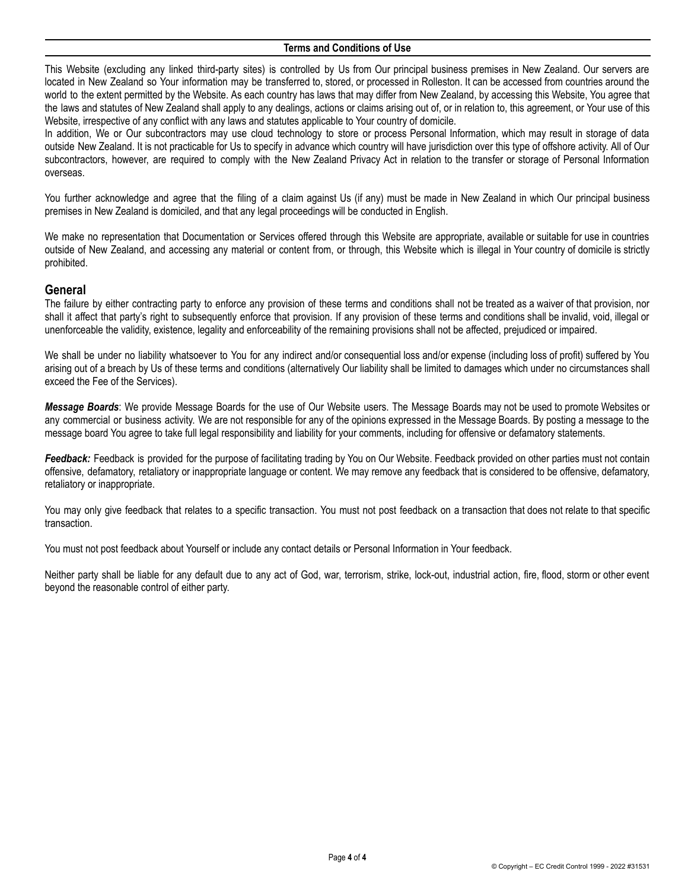**Terms and Conditions of Use**

This Website (excluding any linked third-party sites) is controlled by Us from Our principal business premises in New Zealand. Our servers are located in New Zealand so Your information may be transferred to, stored, or processed in Rolleston. It can be accessed from countries around the world to the extent permitted by the Website. As each country has laws that may differ from New Zealand, by accessing this Website, You agree that the laws and statutes of New Zealand shall apply to any dealings, actions or claims arising out of, or in relation to, this agreement, or Your use of this Website, irrespective of any conflict with any laws and statutes applicable to Your country of domicile.
In addition, We or Our subcontractors may use cloud technology to store or process Personal Information, which may result in storage of data outside New Zealand. It is not practicable for Us to specify in advance which country will have jurisdiction over this type of offshore activity. All of Our subcontractors, however, are required to comply with the New Zealand Privacy Act in relation to the transfer or storage of Personal Information overseas.

You further acknowledge and agree that the filing of a claim against Us (if any) must be made in New Zealand in which Our principal business premises in New Zealand is domiciled, and that any legal proceedings will be conducted in English.

We make no representation that Documentation or Services offered through this Website are appropriate, available or suitable for use in countries outside of New Zealand, and accessing any material or content from, or through, this Website which is illegal in Your country of domicile is strictly prohibited.

## General

The failure by either contracting party to enforce any provision of these terms and conditions shall not be treated as a waiver of that provision, nor shall it affect that party's right to subsequently enforce that provision. If any provision of these terms and conditions shall be invalid, void, illegal or unenforceable the validity, existence, legality and enforceability of the remaining provisions shall not be affected, prejudiced or impaired.

We shall be under no liability whatsoever to You for any indirect and/or consequential loss and/or expense (including loss of profit) suffered by You arising out of a breach by Us of these terms and conditions (alternatively Our liability shall be limited to damages which under no circumstances shall exceed the Fee of the Services).

***Message Boards***: We provide Message Boards for the use of Our Website users. The Message Boards may not be used to promote Websites or any commercial or business activity. We are not responsible for any of the opinions expressed in the Message Boards. By posting a message to the message board You agree to take full legal responsibility and liability for your comments, including for offensive or defamatory statements.

***Feedback:*** Feedback is provided for the purpose of facilitating trading by You on Our Website. Feedback provided on other parties must not contain offensive, defamatory, retaliatory or inappropriate language or content. We may remove any feedback that is considered to be offensive, defamatory, retaliatory or inappropriate.

You may only give feedback that relates to a specific transaction. You must not post feedback on a transaction that does not relate to that specific transaction.

You must not post feedback about Yourself or include any contact details or Personal Information in Your feedback.

Neither party shall be liable for any default due to any act of God, war, terrorism, strike, lock-out, industrial action, fire, flood, storm or other event beyond the reasonable control of either party.